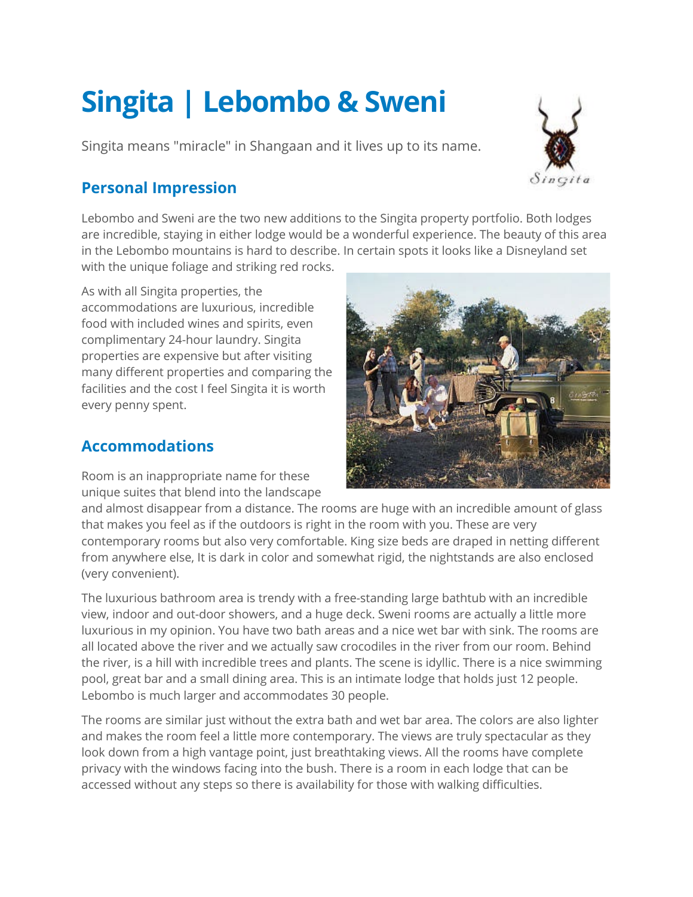# Singita | Lebombo & Sweni

Singita means "miracle" in Shangaan and it lives up to its name.

## Personal Impression

Lebombo and Sweni are the two new additions to the Singita property portfolio. Both lodges are incredible, staying in either lodge would be a wonderful experience. The beauty of this area in the Lebombo mountains is hard to describe. In certain spots it looks like a Disneyland set with the unique foliage and striking red rocks.

As with all Singita properties, the accommodations are luxurious, incredible food with included wines and spirits, even complimentary 24-hour laundry. Singita properties are expensive but after visiting many different properties and comparing the facilities and the cost I feel Singita it is worth every penny spent.

## Accommodations

Room is an inappropriate name for these unique suites that blend into the landscape and almost disappear from a distance. The rooms are huge with an incredible amount of glass that makes you feel as if the outdoors is right in the room with you. These are very contemporary rooms but also very comfortable. King size beds are draped in netting different from anywhere else, It is dark in color and somewhat rigid, the nightstands are also enclosed (very convenient).

The luxurious bathroom area is trendy with a free-standing large bathtub with an incredible view, indoor and out-door showers, and a huge deck. Sweni rooms are actually a little more luxurious in my opinion. You have two bath areas and a nice wet bar with sink. The rooms are all located above the river and we actually saw crocodiles in the river from our room. Behind the river, is a hill with incredible trees and plants. The scene is idyllic. There is a nice swimming pool, great bar and a small dining area. This is an intimate lodge that holds just 12 people. Lebombo is much larger and accommodates 30 people.

The rooms are similar just without the extra bath and wet bar area. The colors are also lighter and makes the room feel a little more contemporary. The views are truly spectacular as they look down from a high vantage point, just breathtaking views. All the rooms have complete privacy with the windows facing into the bush. There is a room in each lodge that can be accessed without any steps so there is availability for those with walking difficulties.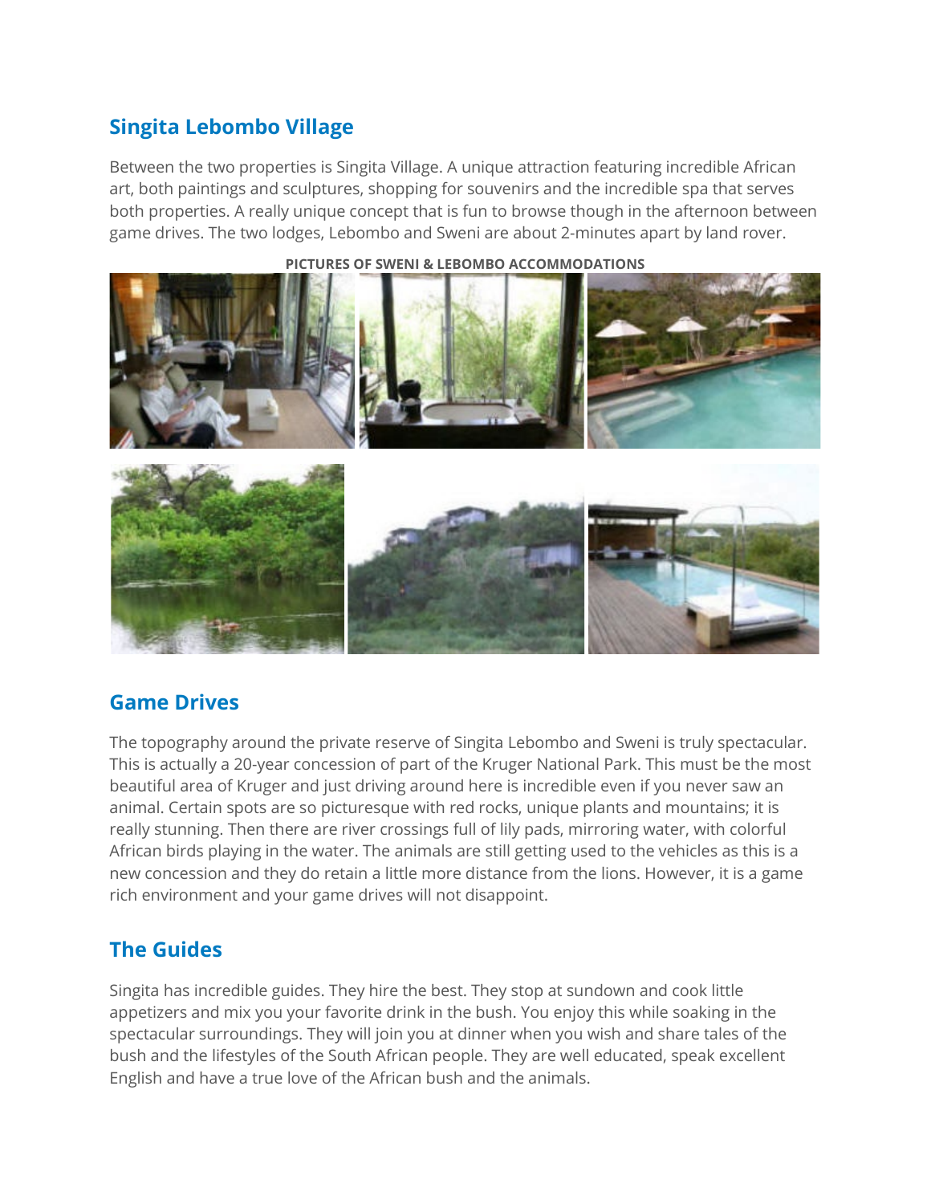## Singita Lebombo Village

Between the two properties is Singita Village. A unique attraction featuring incredible African art, both paintings and sculptures, shopping for souvenirs and the incredible spa that serves both properties. A really unique concept that is fun to browse though in the afternoon between game drives. The two lodges, Lebombo and Sweni are about 2-minutes apart by land rover.

**PICTURES OF SWENI & LEBOMBO ACCOMMODATIONS**

## Game Drives

The topography around the private reserve of Singita Lebombo and Sweni is truly spectacular. This is actually a 20-year concession of part of the Kruger National Park. This must be the most beautiful area of Kruger and just driving around here is incredible even if you never saw an animal. Certain spots are so picturesque with red rocks, unique plants and mountains; it is really stunning. Then there are river crossings full of lily pads, mirroring water, with colorful African birds playing in the water. The animals are still getting used to the vehicles as this is a new concession and they do retain a little more distance from the lions. However, it is a game rich environment and your game drives will not disappoint.

## The Guides

Singita has incredible guides. They hire the best. They stop at sundown and cook little appetizers and mix you your favorite drink in the bush. You enjoy this while soaking in the spectacular surroundings. They will join you at dinner when you wish and share tales of the bush and the lifestyles of the South African people. They are well educated, speak excellent English and have a true love of the African bush and the animals.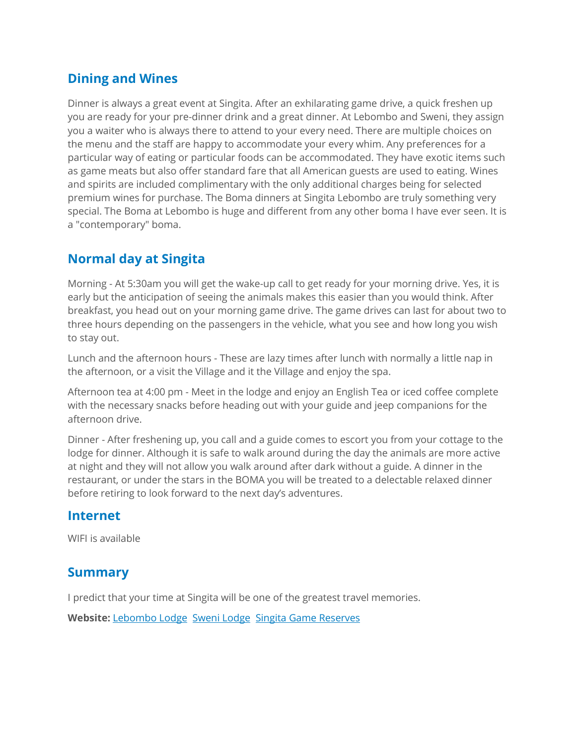## Dining and Wines

Dinner is always a great event at Singita. After an exhilarating game drive, a quick freshen up you are ready for your pre-dinner drink and a great dinner. At Lebombo and Sweni, they assign you a waiter who is always there to attend to your every need. There are multiple choices on the menu and the staff are happy to accommodate your every whim. Any preferences for a particular way of eating or particular foods can be accommodated. They have exotic items such as game meats but also offer standard fare that all American guests are used to eating. Wines and spirits are included complimentary with the only additional charges being for selected premium wines for purchase. The Boma dinners at Singita Lebombo are truly something very special. The Boma at Lebombo is huge and different from any other boma I have ever seen. It is a "contemporary" boma.

## Normal day at Singita

Morning - At 5:30am you will get the wake-up call to get ready for your morning drive. Yes, it is early but the anticipation of seeing the animals makes this easier than you would think. After breakfast, you head out on your morning game drive. The game drives can last for about two to three hours depending on the passengers in the vehicle, what you see and how long you wish to stay out.

Lunch and the afternoon hours - These are lazy times after lunch with normally a little nap in the afternoon, or a visit the Village and it the Village and enjoy the spa.

Afternoon tea at 4:00 pm - Meet in the lodge and enjoy an English Tea or iced coffee complete with the necessary snacks before heading out with your guide and jeep companions for the afternoon drive.

Dinner - After freshening up, you call and a guide comes to escort you from your cottage to the lodge for dinner. Although it is safe to walk around during the day the animals are more active at night and they will not allow you walk around after dark without a guide. A dinner in the restaurant, or under the stars in the BOMA you will be treated to a delectable relaxed dinner before retiring to look forward to the next day's adventures.

## Internet

WIFI is available

## Summary

I predict that your time at Singita will be one of the greatest travel memories.

**Website:** Lebombo Lodge Sweni Lodge Singita Game Reserves